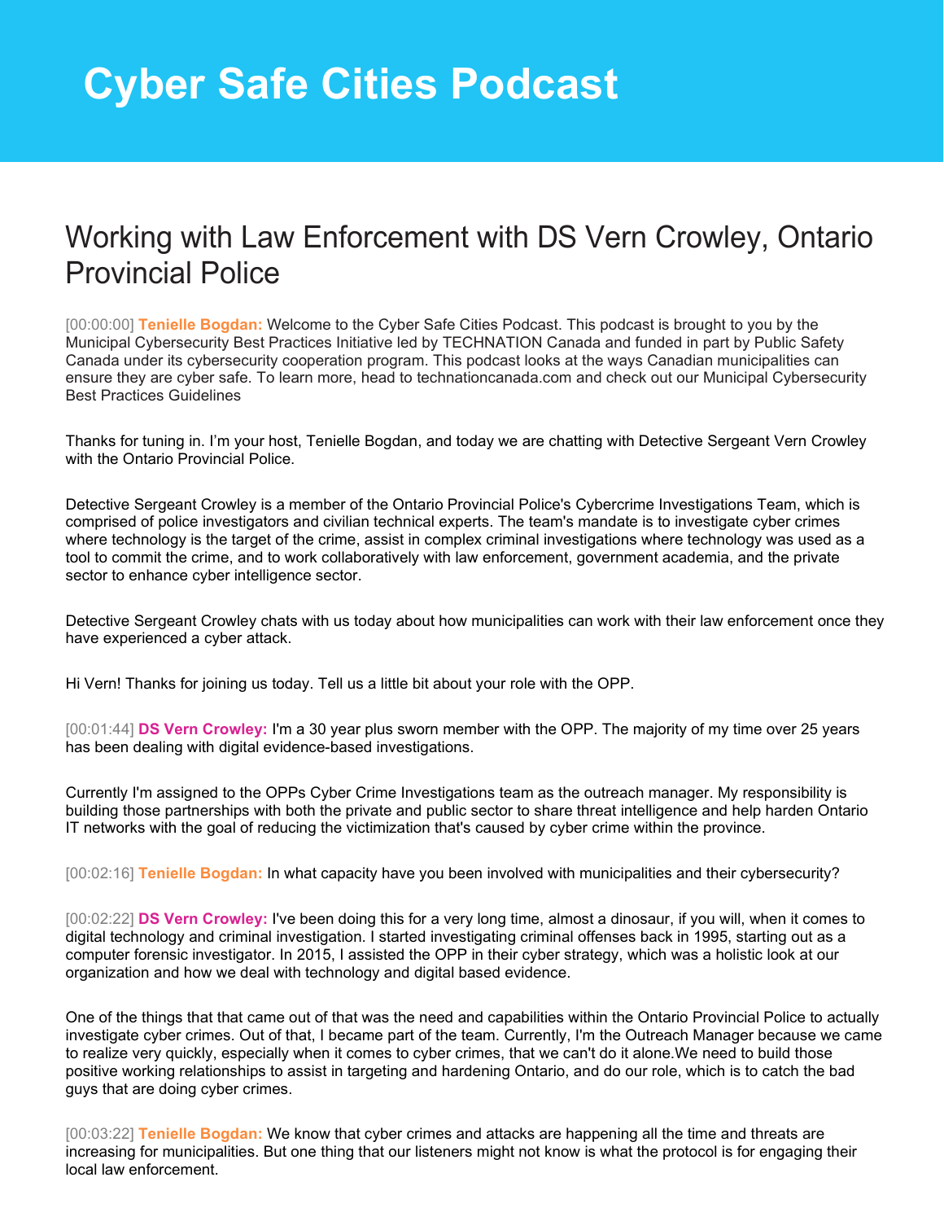# Cyber Safe Cities Podcast

## Working with Law Enforcement with DS Vern Crowley, Ontario Provincial Police

[00:00:00] **Tenielle Bogdan:** Welcome to the Cyber Safe Cities Podcast. This podcast is brought to you by the Municipal Cybersecurity Best Practices Initiative led by TECHNATION Canada and funded in part by Public Safety Canada under its cybersecurity cooperation program. This podcast looks at the ways Canadian municipalities can ensure they are cyber safe. To learn more, head to technationcanada.com and check out our Municipal Cybersecurity Best Practices Guidelines

Thanks for tuning in. I'm your host, Tenielle Bogdan, and today we are chatting with Detective Sergeant Vern Crowley with the Ontario Provincial Police.

Detective Sergeant Crowley is a member of the Ontario Provincial Police's Cybercrime Investigations Team, which is comprised of police investigators and civilian technical experts. The team's mandate is to investigate cyber crimes where technology is the target of the crime, assist in complex criminal investigations where technology was used as a tool to commit the crime, and to work collaboratively with law enforcement, government academia, and the private sector to enhance cyber intelligence sector.

Detective Sergeant Crowley chats with us today about how municipalities can work with their law enforcement once they have experienced a cyber attack.

Hi Vern! Thanks for joining us today. Tell us a little bit about your role with the OPP.

[00:01:44] **DS Vern Crowley:** I'm a 30 year plus sworn member with the OPP. The majority of my time over 25 years has been dealing with digital evidence-based investigations.

Currently I'm assigned to the OPPs Cyber Crime Investigations team as the outreach manager. My responsibility is building those partnerships with both the private and public sector to share threat intelligence and help harden Ontario IT networks with the goal of reducing the victimization that's caused by cyber crime within the province.

[00:02:16] **Tenielle Bogdan:** In what capacity have you been involved with municipalities and their cybersecurity?

[00:02:22] **DS Vern Crowley:** I've been doing this for a very long time, almost a dinosaur, if you will, when it comes to digital technology and criminal investigation. I started investigating criminal offenses back in 1995, starting out as a computer forensic investigator. In 2015, I assisted the OPP in their cyber strategy, which was a holistic look at our organization and how we deal with technology and digital based evidence.

One of the things that that came out of that was the need and capabilities within the Ontario Provincial Police to actually investigate cyber crimes. Out of that, I became part of the team. Currently, I'm the Outreach Manager because we came to realize very quickly, especially when it comes to cyber crimes, that we can't do it alone.We need to build those positive working relationships to assist in targeting and hardening Ontario, and do our role, which is to catch the bad guys that are doing cyber crimes.

[00:03:22] **Tenielle Bogdan:** We know that cyber crimes and attacks are happening all the time and threats are increasing for municipalities. But one thing that our listeners might not know is what the protocol is for engaging their local law enforcement.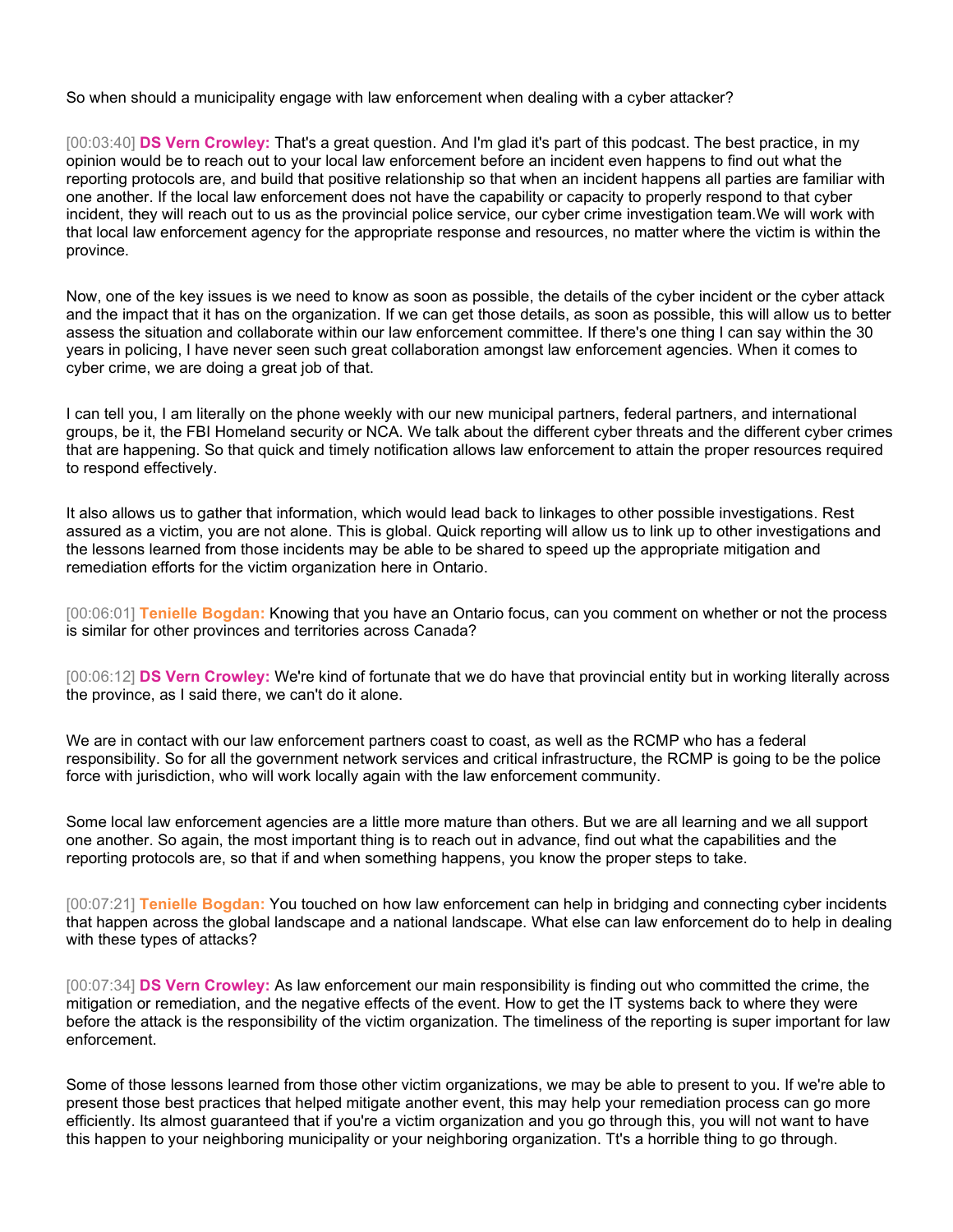So when should a municipality engage with law enforcement when dealing with a cyber attacker?

[00:03:40] **DS Vern Crowley:** That's a great question. And I'm glad it's part of this podcast. The best practice, in my opinion would be to reach out to your local law enforcement before an incident even happens to find out what the reporting protocols are, and build that positive relationship so that when an incident happens all parties are familiar with one another. If the local law enforcement does not have the capability or capacity to properly respond to that cyber incident, they will reach out to us as the provincial police service, our cyber crime investigation team.We will work with that local law enforcement agency for the appropriate response and resources, no matter where the victim is within the province.

Now, one of the key issues is we need to know as soon as possible, the details of the cyber incident or the cyber attack and the impact that it has on the organization. If we can get those details, as soon as possible, this will allow us to better assess the situation and collaborate within our law enforcement committee. If there's one thing I can say within the 30 years in policing, I have never seen such great collaboration amongst law enforcement agencies. When it comes to cyber crime, we are doing a great job of that.

I can tell you, I am literally on the phone weekly with our new municipal partners, federal partners, and international groups, be it, the FBI Homeland security or NCA. We talk about the different cyber threats and the different cyber crimes that are happening. So that quick and timely notification allows law enforcement to attain the proper resources required to respond effectively.

It also allows us to gather that information, which would lead back to linkages to other possible investigations. Rest assured as a victim, you are not alone. This is global. Quick reporting will allow us to link up to other investigations and the lessons learned from those incidents may be able to be shared to speed up the appropriate mitigation and remediation efforts for the victim organization here in Ontario.

[00:06:01] **Tenielle Bogdan:** Knowing that you have an Ontario focus, can you comment on whether or not the process is similar for other provinces and territories across Canada?

[00:06:12] **DS Vern Crowley:** We're kind of fortunate that we do have that provincial entity but in working literally across the province, as I said there, we can't do it alone.

We are in contact with our law enforcement partners coast to coast, as well as the RCMP who has a federal responsibility. So for all the government network services and critical infrastructure, the RCMP is going to be the police force with jurisdiction, who will work locally again with the law enforcement community.

Some local law enforcement agencies are a little more mature than others. But we are all learning and we all support one another. So again, the most important thing is to reach out in advance, find out what the capabilities and the reporting protocols are, so that if and when something happens, you know the proper steps to take.

[00:07:21] **Tenielle Bogdan:** You touched on how law enforcement can help in bridging and connecting cyber incidents that happen across the global landscape and a national landscape. What else can law enforcement do to help in dealing with these types of attacks?

[00:07:34] **DS Vern Crowley:** As law enforcement our main responsibility is finding out who committed the crime, the mitigation or remediation, and the negative effects of the event. How to get the IT systems back to where they were before the attack is the responsibility of the victim organization. The timeliness of the reporting is super important for law enforcement.

Some of those lessons learned from those other victim organizations, we may be able to present to you. If we're able to present those best practices that helped mitigate another event, this may help your remediation process can go more efficiently. Its almost guaranteed that if you're a victim organization and you go through this, you will not want to have this happen to your neighboring municipality or your neighboring organization. Tt's a horrible thing to go through.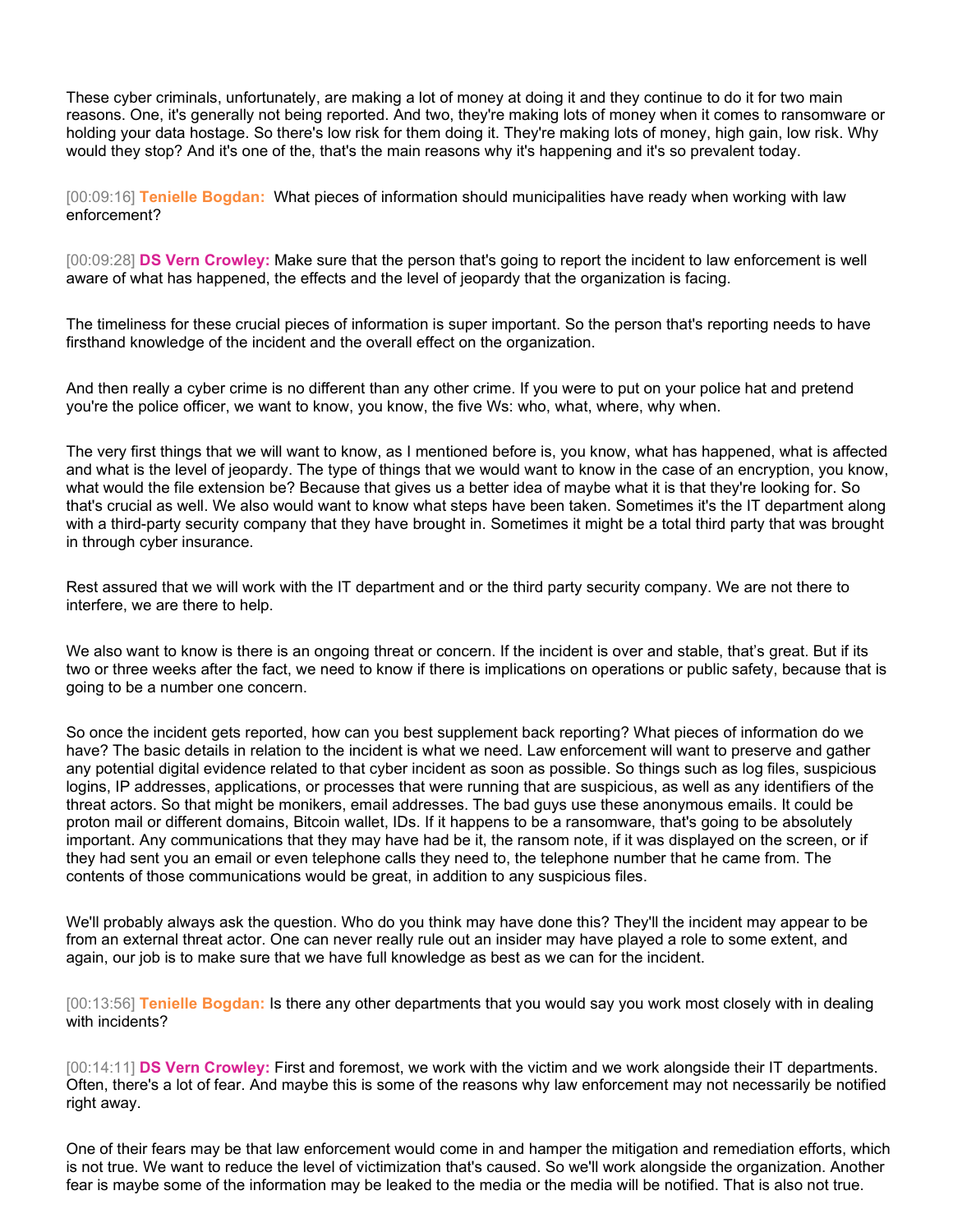These cyber criminals, unfortunately, are making a lot of money at doing it and they continue to do it for two main reasons. One, it's generally not being reported. And two, they're making lots of money when it comes to ransomware or holding your data hostage. So there's low risk for them doing it. They're making lots of money, high gain, low risk. Why would they stop? And it's one of the, that's the main reasons why it's happening and it's so prevalent today.

[00:09:16] **Tenielle Bogdan:** What pieces of information should municipalities have ready when working with law enforcement?

[00:09:28] **DS Vern Crowley:** Make sure that the person that's going to report the incident to law enforcement is well aware of what has happened, the effects and the level of jeopardy that the organization is facing.

The timeliness for these crucial pieces of information is super important. So the person that's reporting needs to have firsthand knowledge of the incident and the overall effect on the organization.

And then really a cyber crime is no different than any other crime. If you were to put on your police hat and pretend you're the police officer, we want to know, you know, the five Ws: who, what, where, why when.

The very first things that we will want to know, as I mentioned before is, you know, what has happened, what is affected and what is the level of jeopardy. The type of things that we would want to know in the case of an encryption, you know, what would the file extension be? Because that gives us a better idea of maybe what it is that they're looking for. So that's crucial as well. We also would want to know what steps have been taken. Sometimes it's the IT department along with a third-party security company that they have brought in. Sometimes it might be a total third party that was brought in through cyber insurance.

Rest assured that we will work with the IT department and or the third party security company. We are not there to interfere, we are there to help.

We also want to know is there is an ongoing threat or concern. If the incident is over and stable, that's great. But if its two or three weeks after the fact, we need to know if there is implications on operations or public safety, because that is going to be a number one concern.

So once the incident gets reported, how can you best supplement back reporting? What pieces of information do we have? The basic details in relation to the incident is what we need. Law enforcement will want to preserve and gather any potential digital evidence related to that cyber incident as soon as possible. So things such as log files, suspicious logins, IP addresses, applications, or processes that were running that are suspicious, as well as any identifiers of the threat actors. So that might be monikers, email addresses. The bad guys use these anonymous emails. It could be proton mail or different domains, Bitcoin wallet, IDs. If it happens to be a ransomware, that's going to be absolutely important. Any communications that they may have had be it, the ransom note, if it was displayed on the screen, or if they had sent you an email or even telephone calls they need to, the telephone number that he came from. The contents of those communications would be great, in addition to any suspicious files.

We'll probably always ask the question. Who do you think may have done this? They'll the incident may appear to be from an external threat actor. One can never really rule out an insider may have played a role to some extent, and again, our job is to make sure that we have full knowledge as best as we can for the incident.

[00:13:56] **Tenielle Bogdan:** Is there any other departments that you would say you work most closely with in dealing with incidents?

[00:14:11] **DS Vern Crowley:** First and foremost, we work with the victim and we work alongside their IT departments. Often, there's a lot of fear. And maybe this is some of the reasons why law enforcement may not necessarily be notified right away.

One of their fears may be that law enforcement would come in and hamper the mitigation and remediation efforts, which is not true. We want to reduce the level of victimization that's caused. So we'll work alongside the organization. Another fear is maybe some of the information may be leaked to the media or the media will be notified. That is also not true.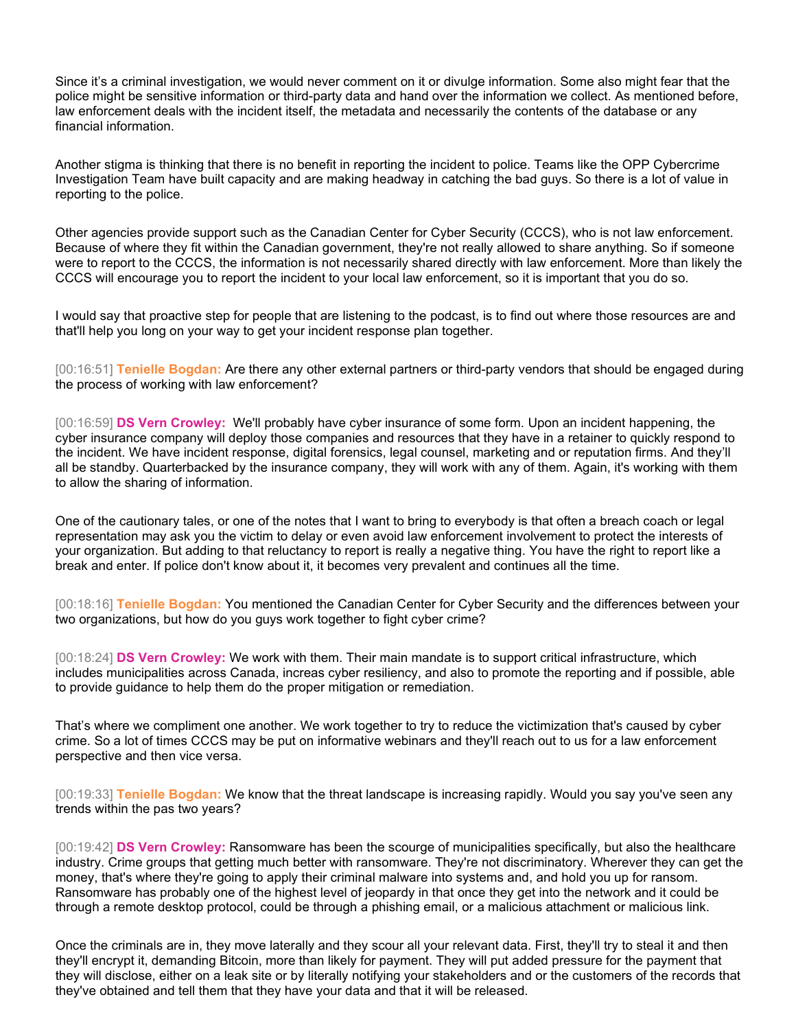Since it's a criminal investigation, we would never comment on it or divulge information. Some also might fear that the police might be sensitive information or third-party data and hand over the information we collect. As mentioned before, law enforcement deals with the incident itself, the metadata and necessarily the contents of the database or any financial information.

Another stigma is thinking that there is no benefit in reporting the incident to police. Teams like the OPP Cybercrime Investigation Team have built capacity and are making headway in catching the bad guys. So there is a lot of value in reporting to the police.

Other agencies provide support such as the Canadian Center for Cyber Security (CCCS), who is not law enforcement. Because of where they fit within the Canadian government, they're not really allowed to share anything. So if someone were to report to the CCCS, the information is not necessarily shared directly with law enforcement. More than likely the CCCS will encourage you to report the incident to your local law enforcement, so it is important that you do so.

I would say that proactive step for people that are listening to the podcast, is to find out where those resources are and that'll help you long on your way to get your incident response plan together.

[00:16:51] **Tenielle Bogdan:** Are there any other external partners or third-party vendors that should be engaged during the process of working with law enforcement?

[00:16:59] **DS Vern Crowley:** We'll probably have cyber insurance of some form. Upon an incident happening, the cyber insurance company will deploy those companies and resources that they have in a retainer to quickly respond to the incident. We have incident response, digital forensics, legal counsel, marketing and or reputation firms. And they'll all be standby. Quarterbacked by the insurance company, they will work with any of them. Again, it's working with them to allow the sharing of information.

One of the cautionary tales, or one of the notes that I want to bring to everybody is that often a breach coach or legal representation may ask you the victim to delay or even avoid law enforcement involvement to protect the interests of your organization. But adding to that reluctancy to report is really a negative thing. You have the right to report like a break and enter. If police don't know about it, it becomes very prevalent and continues all the time.

[00:18:16] **Tenielle Bogdan:** You mentioned the Canadian Center for Cyber Security and the differences between your two organizations, but how do you guys work together to fight cyber crime?

[00:18:24] **DS Vern Crowley:** We work with them. Their main mandate is to support critical infrastructure, which includes municipalities across Canada, increas cyber resiliency, and also to promote the reporting and if possible, able to provide guidance to help them do the proper mitigation or remediation.

That's where we compliment one another. We work together to try to reduce the victimization that's caused by cyber crime. So a lot of times CCCS may be put on informative webinars and they'll reach out to us for a law enforcement perspective and then vice versa.

[00:19:33] **Tenielle Bogdan:** We know that the threat landscape is increasing rapidly. Would you say you've seen any trends within the pas two years?

[00:19:42] **DS Vern Crowley:** Ransomware has been the scourge of municipalities specifically, but also the healthcare industry. Crime groups that getting much better with ransomware. They're not discriminatory. Wherever they can get the money, that's where they're going to apply their criminal malware into systems and, and hold you up for ransom. Ransomware has probably one of the highest level of jeopardy in that once they get into the network and it could be through a remote desktop protocol, could be through a phishing email, or a malicious attachment or malicious link.

Once the criminals are in, they move laterally and they scour all your relevant data. First, they'll try to steal it and then they'll encrypt it, demanding Bitcoin, more than likely for payment. They will put added pressure for the payment that they will disclose, either on a leak site or by literally notifying your stakeholders and or the customers of the records that they've obtained and tell them that they have your data and that it will be released.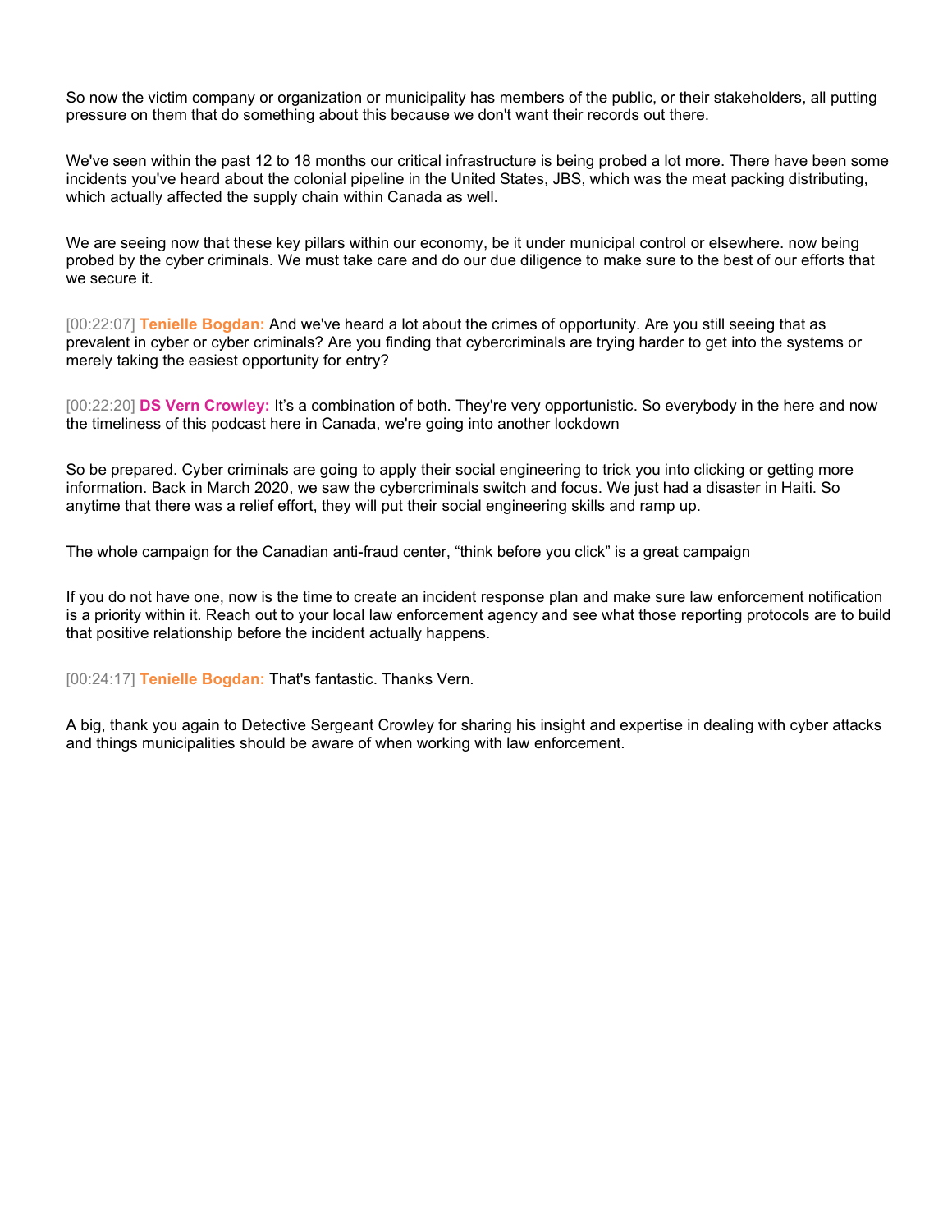So now the victim company or organization or municipality has members of the public, or their stakeholders, all putting pressure on them that do something about this because we don't want their records out there.

We've seen within the past 12 to 18 months our critical infrastructure is being probed a lot more. There have been some incidents you've heard about the colonial pipeline in the United States, JBS, which was the meat packing distributing, which actually affected the supply chain within Canada as well.

We are seeing now that these key pillars within our economy, be it under municipal control or elsewhere. now being probed by the cyber criminals. We must take care and do our due diligence to make sure to the best of our efforts that we secure it.

[00:22:07] **Tenielle Bogdan:** And we've heard a lot about the crimes of opportunity. Are you still seeing that as prevalent in cyber or cyber criminals? Are you finding that cybercriminals are trying harder to get into the systems or merely taking the easiest opportunity for entry?

[00:22:20] **DS Vern Crowley:** It's a combination of both. They're very opportunistic. So everybody in the here and now the timeliness of this podcast here in Canada, we're going into another lockdown

So be prepared. Cyber criminals are going to apply their social engineering to trick you into clicking or getting more information. Back in March 2020, we saw the cybercriminals switch and focus. We just had a disaster in Haiti. So anytime that there was a relief effort, they will put their social engineering skills and ramp up.

The whole campaign for the Canadian anti-fraud center, "think before you click" is a great campaign

If you do not have one, now is the time to create an incident response plan and make sure law enforcement notification is a priority within it. Reach out to your local law enforcement agency and see what those reporting protocols are to build that positive relationship before the incident actually happens.

[00:24:17] **Tenielle Bogdan:** That's fantastic. Thanks Vern.

A big, thank you again to Detective Sergeant Crowley for sharing his insight and expertise in dealing with cyber attacks and things municipalities should be aware of when working with law enforcement.